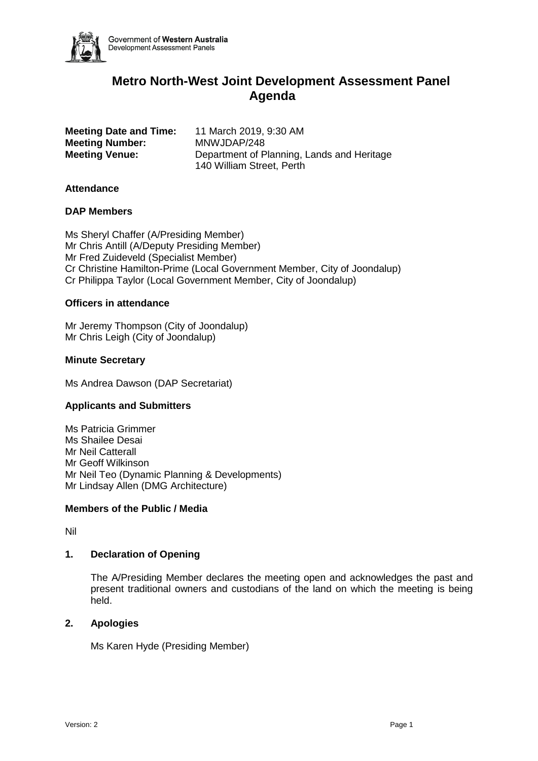Government of **Western Australia**
Development Assessment Panels

# Metro North-West Joint Development Assessment Panel Agenda

**Meeting Date and Time:** 11 March 2019, 9:30 AM
**Meeting Number:** MNWJDAP/248
**Meeting Venue:** Department of Planning, Lands and Heritage
140 William Street, Perth

### Attendance

### DAP Members

Ms Sheryl Chaffer (A/Presiding Member)
Mr Chris Antill (A/Deputy Presiding Member)
Mr Fred Zuideveld (Specialist Member)
Cr Christine Hamilton-Prime (Local Government Member, City of Joondalup)
Cr Philippa Taylor (Local Government Member, City of Joondalup)

### Officers in attendance

Mr Jeremy Thompson (City of Joondalup)
Mr Chris Leigh (City of Joondalup)

### Minute Secretary

Ms Andrea Dawson (DAP Secretariat)

### Applicants and Submitters

Ms Patricia Grimmer
Ms Shailee Desai
Mr Neil Catterall
Mr Geoff Wilkinson
Mr Neil Teo (Dynamic Planning & Developments)
Mr Lindsay Allen (DMG Architecture)

### Members of the Public / Media

Nil

### 1. Declaration of Opening

The A/Presiding Member declares the meeting open and acknowledges the past and present traditional owners and custodians of the land on which the meeting is being held.

### 2. Apologies

Ms Karen Hyde (Presiding Member)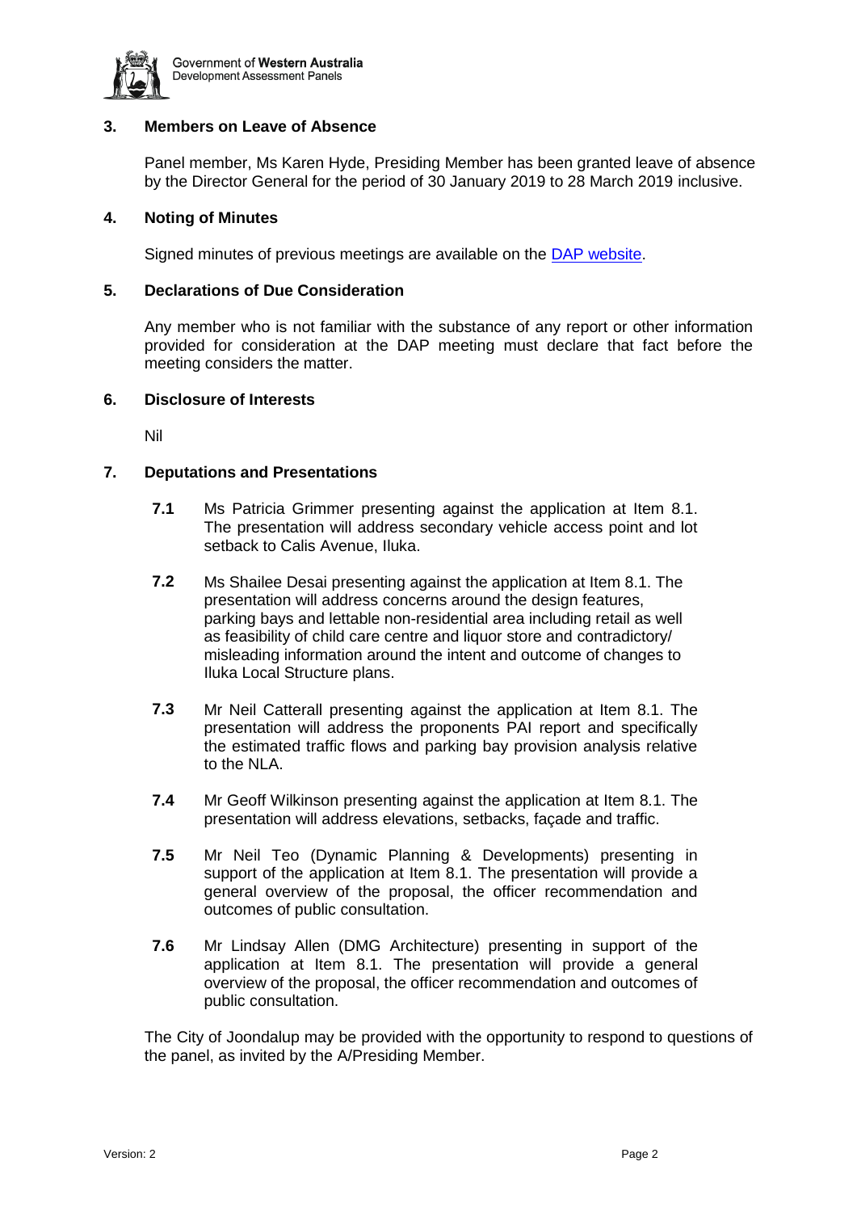## 3. Members on Leave of Absence

Panel member, Ms Karen Hyde, Presiding Member has been granted leave of absence by the Director General for the period of 30 January 2019 to 28 March 2019 inclusive.

## 4. Noting of Minutes

Signed minutes of previous meetings are available on the [DAP website](#).

## 5. Declarations of Due Consideration

Any member who is not familiar with the substance of any report or other information provided for consideration at the DAP meeting must declare that fact before the meeting considers the matter.

## 6. Disclosure of Interests

Nil

## 7. Deputations and Presentations

**7.1** Ms Patricia Grimmer presenting against the application at Item 8.1. The presentation will address secondary vehicle access point and lot setback to Calis Avenue, Iluka.

**7.2** Ms Shailee Desai presenting against the application at Item 8.1. The presentation will address concerns around the design features, parking bays and lettable non-residential area including retail as well as feasibility of child care centre and liquor store and contradictory/ misleading information around the intent and outcome of changes to Iluka Local Structure plans.

**7.3** Mr Neil Catterall presenting against the application at Item 8.1. The presentation will address the proponents PAI report and specifically the estimated traffic flows and parking bay provision analysis relative to the NLA.

**7.4** Mr Geoff Wilkinson presenting against the application at Item 8.1. The presentation will address elevations, setbacks, façade and traffic.

**7.5** Mr Neil Teo (Dynamic Planning & Developments) presenting in support of the application at Item 8.1. The presentation will provide a general overview of the proposal, the officer recommendation and outcomes of public consultation.

**7.6** Mr Lindsay Allen (DMG Architecture) presenting in support of the application at Item 8.1. The presentation will provide a general overview of the proposal, the officer recommendation and outcomes of public consultation.

The City of Joondalup may be provided with the opportunity to respond to questions of the panel, as invited by the A/Presiding Member.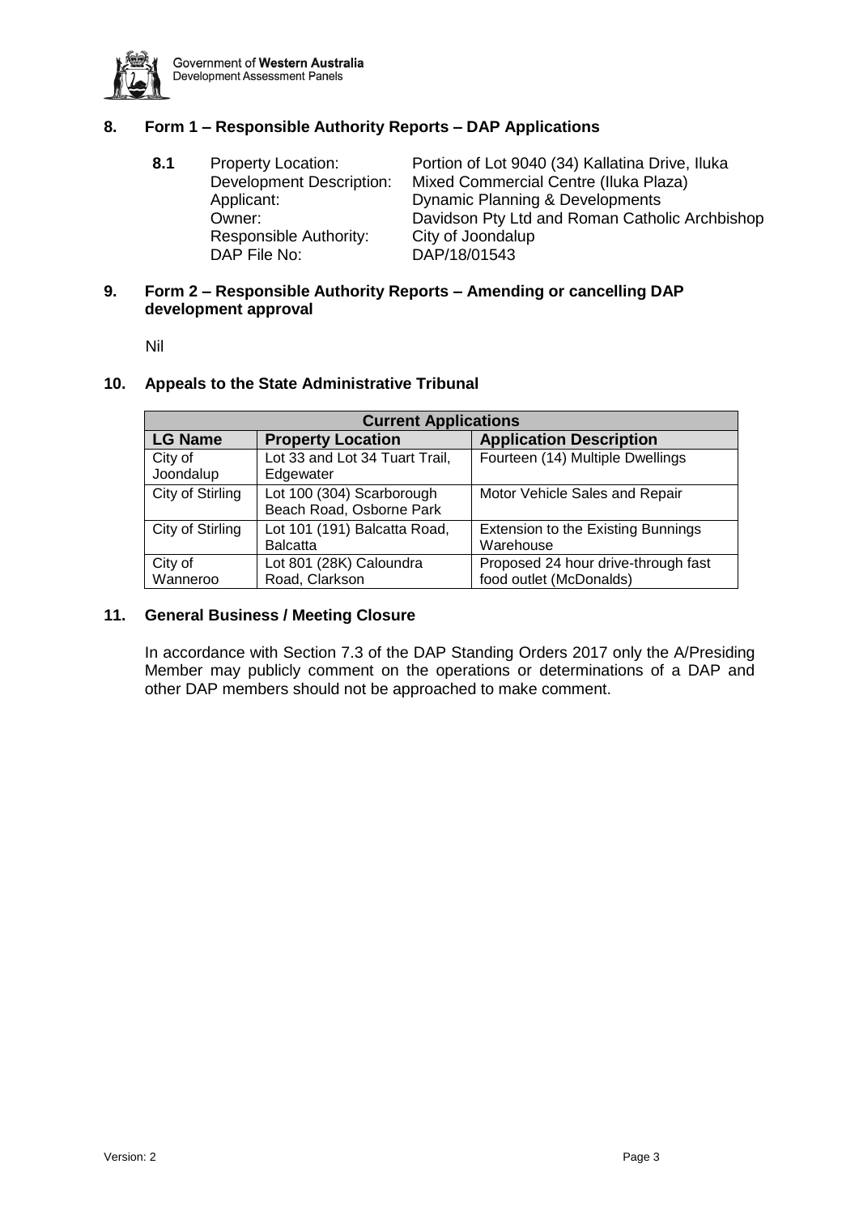## 8. Form 1 – Responsible Authority Reports – DAP Applications

| | | |
|---|---|---|
| **8.1** | Property Location: | Portion of Lot 9040 (34) Kallatina Drive, Iluka |
| | Development Description: | Mixed Commercial Centre (Iluka Plaza) |
| | Applicant: | Dynamic Planning & Developments |
| | Owner: | Davidson Pty Ltd and Roman Catholic Archbishop |
| | Responsible Authority: | City of Joondalup |
| | DAP File No: | DAP/18/01543 |

## 9. Form 2 – Responsible Authority Reports – Amending or cancelling DAP development approval

Nil

## 10. Appeals to the State Administrative Tribunal

| **Current Applications** | | |
|---|---|---|
| **LG Name** | **Property Location** | **Application Description** |
| City of Joondalup | Lot 33 and Lot 34 Tuart Trail, Edgewater | Fourteen (14) Multiple Dwellings |
| City of Stirling | Lot 100 (304) Scarborough Beach Road, Osborne Park | Motor Vehicle Sales and Repair |
| City of Stirling | Lot 101 (191) Balcatta Road, Balcatta | Extension to the Existing Bunnings Warehouse |
| City of Wanneroo | Lot 801 (28K) Caloundra Road, Clarkson | Proposed 24 hour drive-through fast food outlet (McDonalds) |

## 11. General Business / Meeting Closure

In accordance with Section 7.3 of the DAP Standing Orders 2017 only the A/Presiding Member may publicly comment on the operations or determinations of a DAP and other DAP members should not be approached to make comment.